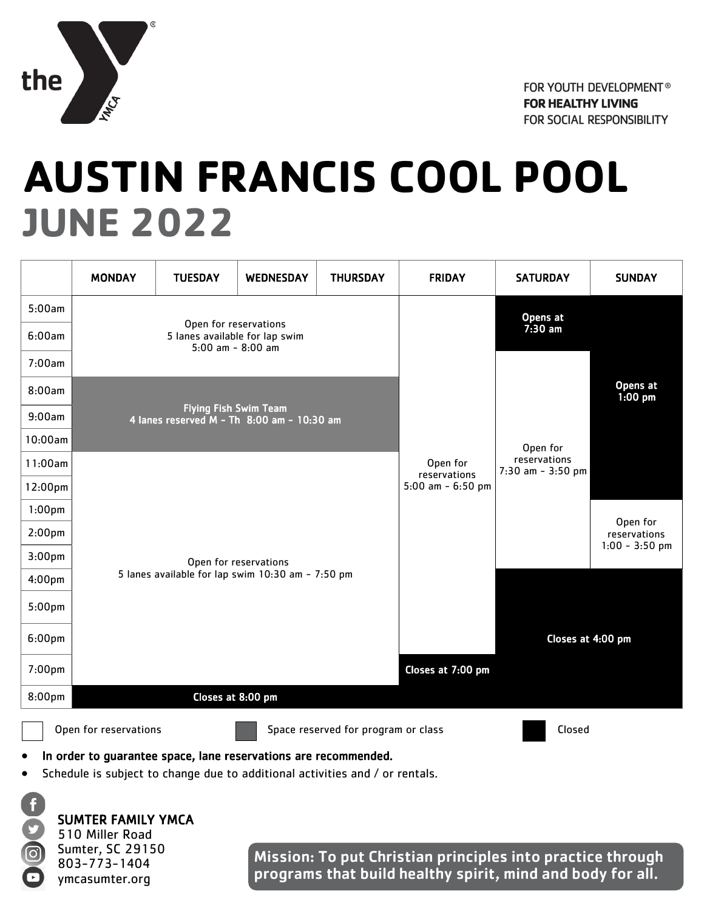the YMCA

FOR YOUTH DEVELOPMENT®
**FOR HEALTHY LIVING**
FOR SOCIAL RESPONSIBILITY

# AUSTIN FRANCIS COOL POOL
## JUNE 2022

| | MONDAY | TUESDAY | WEDNESDAY | THURSDAY | FRIDAY | SATURDAY | SUNDAY |
|---|---|---|---|---|---|---|---|
| 5:00am | Open for reservations 5 lanes available for lap swim 5:00 am - 8:00 am | | | | Open for reservations 5:00 am - 6:50 pm | Opens at 7:30 am | Opens at 1:00 pm |
| 6:00am | | | | | | | |
| 7:00am | | | | | | Open for reservations 7:30 am - 3:50 pm | |
| 8:00am | Flying Fish Swim Team 4 lanes reserved M - Th 8:00 am - 10:30 am | | | | | | |
| 9:00am | | | | | | | |
| 10:00am | | | | | | | |
| 11:00am | Open for reservations 5 lanes available for lap swim 10:30 am - 7:50 pm | | | | | | |
| 12:00pm | | | | | | | |
| 1:00pm | | | | | | | Open for reservations 1:00 - 3:50 pm |
| 2:00pm | | | | | | | |
| 3:00pm | | | | | | | |
| 4:00pm | | | | | | Closes at 4:00 pm | |
| 5:00pm | | | | | | | |
| 6:00pm | | | | | | | |
| 7:00pm | | | | | Closes at 7:00 pm | | |
| 8:00pm | Closes at 8:00 pm | | | | | | |

Open for reservations | Space reserved for program or class | Closed

- **In order to guarantee space, lane reservations are recommended.**
- Schedule is subject to change due to additional activities and / or rentals.

**SUMTER FAMILY YMCA**
510 Miller Road
Sumter, SC 29150
803-773-1404
ymcasumter.org

**Mission: To put Christian principles into practice through programs that build healthy spirit, mind and body for all.**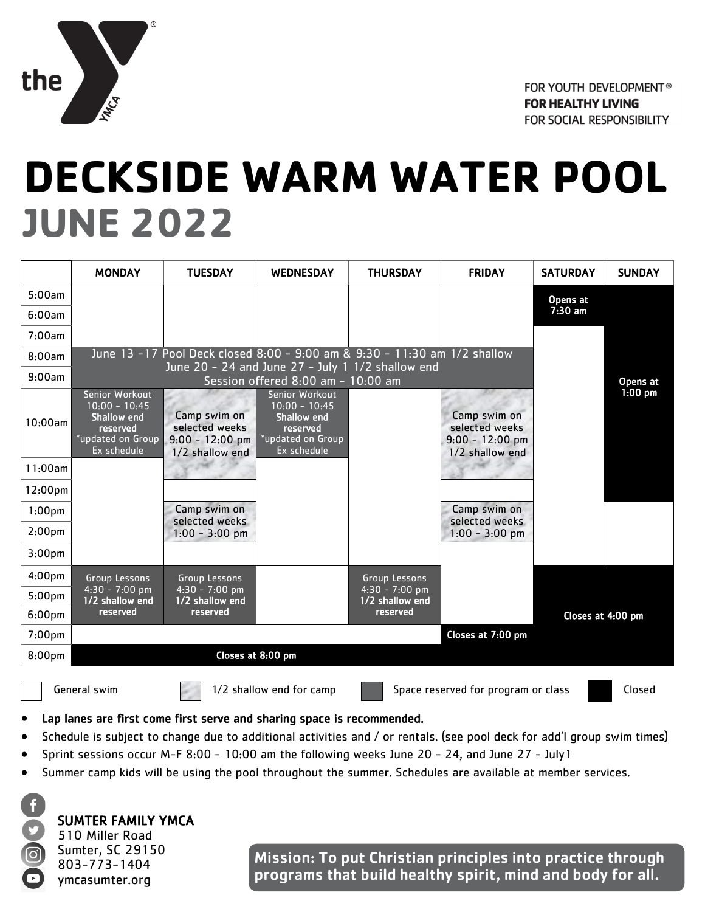FOR YOUTH DEVELOPMENT®
**FOR HEALTHY LIVING**
FOR SOCIAL RESPONSIBILITY

# DECKSIDE WARM WATER POOL
## JUNE 2022

| | MONDAY | TUESDAY | WEDNESDAY | THURSDAY | FRIDAY | SATURDAY | SUNDAY |
|---|---|---|---|---|---|---|---|
| 5:00am | | | | | | Opens at 7:30 am | |
| 6:00am | | | | | | | |
| 7:00am | | | | | | | |
| 8:00am | June 13 -17 Pool Deck closed 8:00 - 9:00 am & 9:30 - 11:30 am 1/2 shallow June 20 - 24 and June 27 - July 1 1/2 shallow end Session offered 8:00 am - 10:00 am | | | | | | |
| 9:00am | | | | | | | Opens at 1:00 pm |
| 10:00am | Senior Workout 10:00 - 10:45 **Shallow end reserved** *updated on Group Ex schedule | Camp swim on selected weeks 9:00 - 12:00 pm 1/2 shallow end | Senior Workout 10:00 - 10:45 **Shallow end reserved** *updated on Group Ex schedule | | Camp swim on selected weeks 9:00 - 12:00 pm 1/2 shallow end | | |
| 11:00am | | | | | | | |
| 12:00pm | | | | | | | |
| 1:00pm | | Camp swim on selected weeks 1:00 - 3:00 pm | | | Camp swim on selected weeks 1:00 - 3:00 pm | | |
| 2:00pm | | | | | | | |
| 3:00pm | | | | | | | |
| 4:00pm | Group Lessons 4:30 - 7:00 pm **1/2 shallow end reserved** | Group Lessons 4:30 - 7:00 pm **1/2 shallow end reserved** | | Group Lessons 4:30 - 7:00 pm **1/2 shallow end reserved** | | | |
| 5:00pm | | | | | | | |
| 6:00pm | | | | | | Closes at 4:00 pm | |
| 7:00pm | | | | | Closes at 7:00 pm | | |
| 8:00pm | Closes at 8:00 pm | | | | | | |

General swim | 1/2 shallow end for camp | Space reserved for program or class | Closed

- **Lap lanes are first come first serve and sharing space is recommended.**
- Schedule is subject to change due to additional activities and / or rentals. (see pool deck for add'l group swim times)
- Sprint sessions occur M-F 8:00 - 10:00 am the following weeks June 20 - 24, and June 27 - July1
- Summer camp kids will be using the pool throughout the summer. Schedules are available at member services.

SUMTER FAMILY YMCA
510 Miller Road
Sumter, SC 29150
803-773-1404
ymcasumter.org

**Mission: To put Christian principles into practice through programs that build healthy spirit, mind and body for all.**